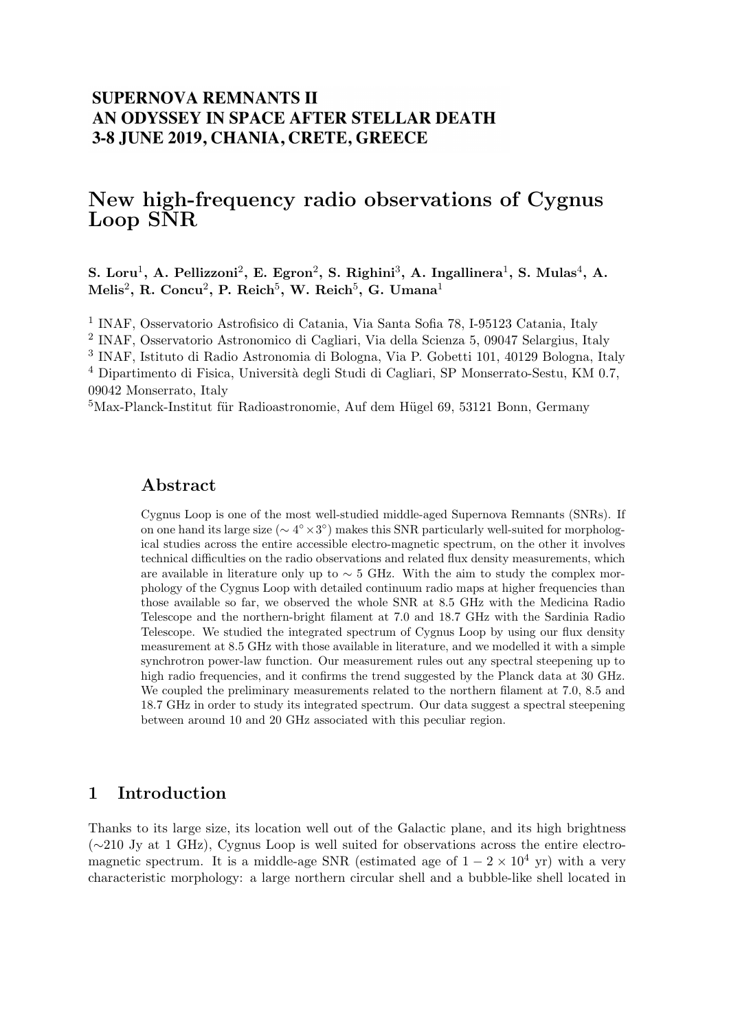**SUPERNOVA REMNANTS II**
**AN ODYSSEY IN SPACE AFTER STELLAR DEATH**
**3-8 JUNE 2019, CHANIA, CRETE, GREECE**

# New high-frequency radio observations of Cygnus Loop SNR

**S. Loru[1], A. Pellizzoni[2], E. Egron[2], S. Righini[3], A. Ingallinera[1], S. Mulas[4], A. Melis[2], R. Concu[2], P. Reich[5], W. Reich[5], G. Umana[1]**

[1] INAF, Osservatorio Astrofisico di Catania, Via Santa Sofia 78, I-95123 Catania, Italy
[2] INAF, Osservatorio Astronomico di Cagliari, Via della Scienza 5, 09047 Selargius, Italy
[3] INAF, Istituto di Radio Astronomia di Bologna, Via P. Gobetti 101, 40129 Bologna, Italy
[4] Dipartimento di Fisica, Università degli Studi di Cagliari, SP Monserrato-Sestu, KM 0.7, 09042 Monserrato, Italy
[5] Max-Planck-Institut für Radioastronomie, Auf dem Hügel 69, 53121 Bonn, Germany

## Abstract

Cygnus Loop is one of the most well-studied middle-aged Supernova Remnants (SNRs). If on one hand its large size ($\sim 4^\circ \times 3^\circ$) makes this SNR particularly well-suited for morphological studies across the entire accessible electro-magnetic spectrum, on the other it involves technical difficulties on the radio observations and related flux density measurements, which are available in literature only up to $\sim$ 5 GHz. With the aim to study the complex morphology of the Cygnus Loop with detailed continuum radio maps at higher frequencies than those available so far, we observed the whole SNR at 8.5 GHz with the Medicina Radio Telescope and the northern-bright filament at 7.0 and 18.7 GHz with the Sardinia Radio Telescope. We studied the integrated spectrum of Cygnus Loop by using our flux density measurement at 8.5 GHz with those available in literature, and we modelled it with a simple synchrotron power-law function. Our measurement rules out any spectral steepening up to high radio frequencies, and it confirms the trend suggested by the Planck data at 30 GHz. We coupled the preliminary measurements related to the northern filament at 7.0, 8.5 and 18.7 GHz in order to study its integrated spectrum. Our data suggest a spectral steepening between around 10 and 20 GHz associated with this peculiar region.

## 1 Introduction

Thanks to its large size, its location well out of the Galactic plane, and its high brightness ($\sim$210 Jy at 1 GHz), Cygnus Loop is well suited for observations across the entire electromagnetic spectrum. It is a middle-age SNR (estimated age of $1-2\times10^4$ yr) with a very characteristic morphology: a large northern circular shell and a bubble-like shell located in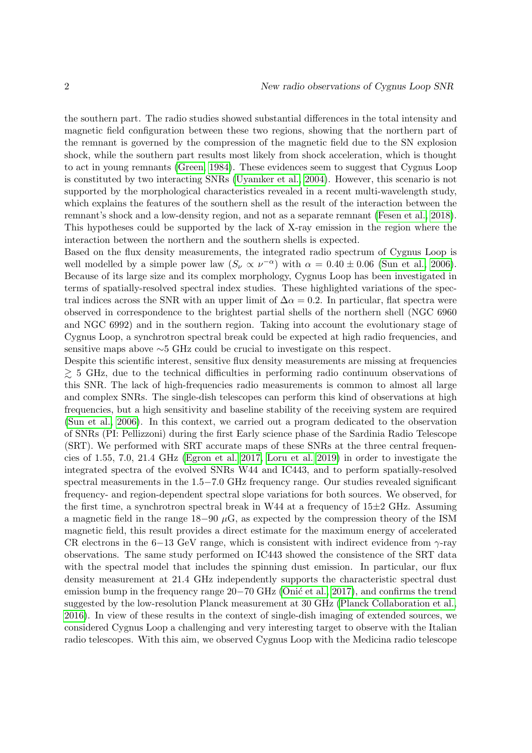the southern part. The radio studies showed substantial differences in the total intensity and magnetic field configuration between these two regions, showing that the northern part of the remnant is governed by the compression of the magnetic field due to the SN explosion shock, while the southern part results most likely from shock acceleration, which is thought to act in young remnants (Green, 1984). These evidences seem to suggest that Cygnus Loop is constituted by two interacting SNRs (Uyanıker et al., 2004). However, this scenario is not supported by the morphological characteristics revealed in a recent multi-wavelength study, which explains the features of the southern shell as the result of the interaction between the remnant's shock and a low-density region, and not as a separate remnant (Fesen et al., 2018). This hypotheses could be supported by the lack of X-ray emission in the region where the interaction between the northern and the southern shells is expected.

Based on the flux density measurements, the integrated radio spectrum of Cygnus Loop is well modelled by a simple power law ($S_\nu \propto \nu^{-\alpha}$) with $\alpha = 0.40 \pm 0.06$ (Sun et al., 2006). Because of its large size and its complex morphology, Cygnus Loop has been investigated in terms of spatially-resolved spectral index studies. These highlighted variations of the spectral indices across the SNR with an upper limit of $\Delta\alpha = 0.2$. In particular, flat spectra were observed in correspondence to the brightest partial shells of the northern shell (NGC 6960 and NGC 6992) and in the southern region. Taking into account the evolutionary stage of Cygnus Loop, a synchrotron spectral break could be expected at high radio frequencies, and sensitive maps above $\sim$5 GHz could be crucial to investigate on this respect.

Despite this scientific interest, sensitive flux density measurements are missing at frequencies $\gtrsim$ 5 GHz, due to the technical difficulties in performing radio continuum observations of this SNR. The lack of high-frequencies radio measurements is common to almost all large and complex SNRs. The single-dish telescopes can perform this kind of observations at high frequencies, but a high sensitivity and baseline stability of the receiving system are required (Sun et al., 2006). In this context, we carried out a program dedicated to the observation of SNRs (PI: Pellizzoni) during the first Early science phase of the Sardinia Radio Telescope (SRT). We performed with SRT accurate maps of these SNRs at the three central frequencies of 1.55, 7.0, 21.4 GHz (Egron et al. 2017, Loru et al. 2019) in order to investigate the integrated spectra of the evolved SNRs W44 and IC443, and to perform spatially-resolved spectral measurements in the $1.5-7.0$ GHz frequency range. Our studies revealed significant frequency- and region-dependent spectral slope variations for both sources. We observed, for the first time, a synchrotron spectral break in W44 at a frequency of $15\pm2$ GHz. Assuming a magnetic field in the range $18-90$ $\mu$G, as expected by the compression theory of the ISM magnetic field, this result provides a direct estimate for the maximum energy of accelerated CR electrons in the $6-13$ GeV range, which is consistent with indirect evidence from $\gamma$-ray observations. The same study performed on IC443 showed the consistence of the SRT data with the spectral model that includes the spinning dust emission. In particular, our flux density measurement at 21.4 GHz independently supports the characteristic spectral dust emission bump in the frequency range $20-70$ GHz (Onić et al., 2017), and confirms the trend suggested by the low-resolution Planck measurement at 30 GHz (Planck Collaboration et al., 2016). In view of these results in the context of single-dish imaging of extended sources, we considered Cygnus Loop a challenging and very interesting target to observe with the Italian radio telescopes. With this aim, we observed Cygnus Loop with the Medicina radio telescope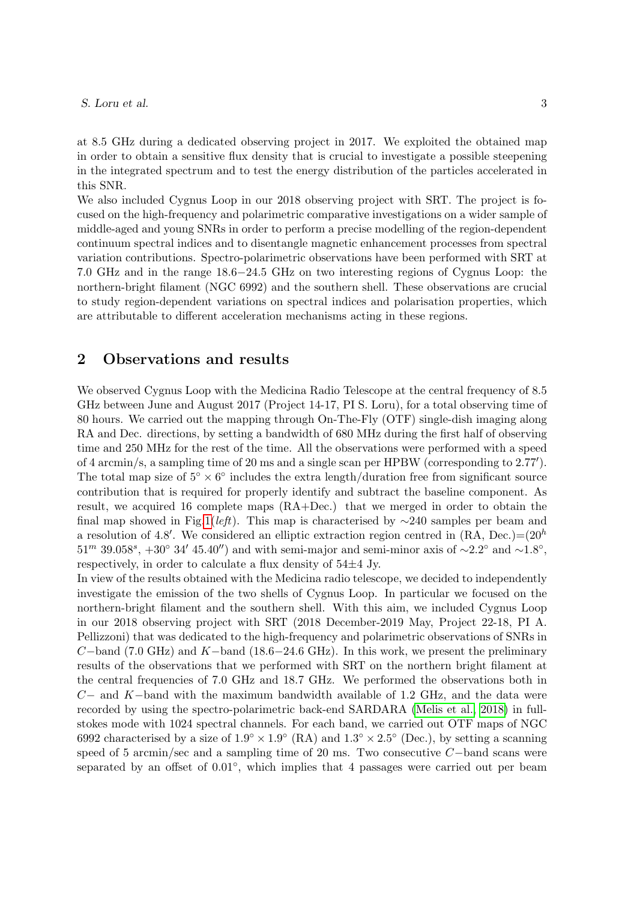at 8.5 GHz during a dedicated observing project in 2017. We exploited the obtained map in order to obtain a sensitive flux density that is crucial to investigate a possible steepening in the integrated spectrum and to test the energy distribution of the particles accelerated in this SNR.
We also included Cygnus Loop in our 2018 observing project with SRT. The project is focused on the high-frequency and polarimetric comparative investigations on a wider sample of middle-aged and young SNRs in order to perform a precise modelling of the region-dependent continuum spectral indices and to disentangle magnetic enhancement processes from spectral variation contributions. Spectro-polarimetric observations have been performed with SRT at 7.0 GHz and in the range 18.6−24.5 GHz on two interesting regions of Cygnus Loop: the northern-bright filament (NGC 6992) and the southern shell. These observations are crucial to study region-dependent variations on spectral indices and polarisation properties, which are attributable to different acceleration mechanisms acting in these regions.

## 2 Observations and results

We observed Cygnus Loop with the Medicina Radio Telescope at the central frequency of 8.5 GHz between June and August 2017 (Project 14-17, PI S. Loru), for a total observing time of 80 hours. We carried out the mapping through On-The-Fly (OTF) single-dish imaging along RA and Dec. directions, by setting a bandwidth of 680 MHz during the first half of observing time and 250 MHz for the rest of the time. All the observations were performed with a speed of 4 arcmin/s, a sampling time of 20 ms and a single scan per HPBW (corresponding to $2.77'$). The total map size of $5^\circ \times 6^\circ$ includes the extra length/duration free from significant source contribution that is required for properly identify and subtract the baseline component. As result, we acquired 16 complete maps (RA+Dec.) that we merged in order to obtain the final map showed in Fig 1(*left*). This map is characterised by $\sim$240 samples per beam and a resolution of $4.8'$. We considered an elliptic extraction region centred in (RA, Dec.)=($20^h$ $51^m$ $39.058^s$, $+30^\circ$ $34'$ $45.40''$) and with semi-major and semi-minor axis of $\sim 2.2^\circ$ and $\sim 1.8^\circ$, respectively, in order to calculate a flux density of 54±4 Jy.
In view of the results obtained with the Medicina radio telescope, we decided to independently investigate the emission of the two shells of Cygnus Loop. In particular we focused on the northern-bright filament and the southern shell. With this aim, we included Cygnus Loop in our 2018 observing project with SRT (2018 December-2019 May, Project 22-18, PI A. Pellizzoni) that was dedicated to the high-frequency and polarimetric observations of SNRs in $C-$band (7.0 GHz) and $K-$band (18.6−24.6 GHz). In this work, we present the preliminary results of the observations that we performed with SRT on the northern bright filament at the central frequencies of 7.0 GHz and 18.7 GHz. We performed the observations both in $C-$ and $K-$band with the maximum bandwidth available of 1.2 GHz, and the data were recorded by using the spectro-polarimetric back-end SARDARA (Melis et al., 2018) in full-stokes mode with 1024 spectral channels. For each band, we carried out OTF maps of NGC 6992 characterised by a size of $1.9^\circ \times 1.9^\circ$ (RA) and $1.3^\circ \times 2.5^\circ$ (Dec.), by setting a scanning speed of 5 arcmin/sec and a sampling time of 20 ms. Two consecutive $C-$band scans were separated by an offset of $0.01^\circ$, which implies that 4 passages were carried out per beam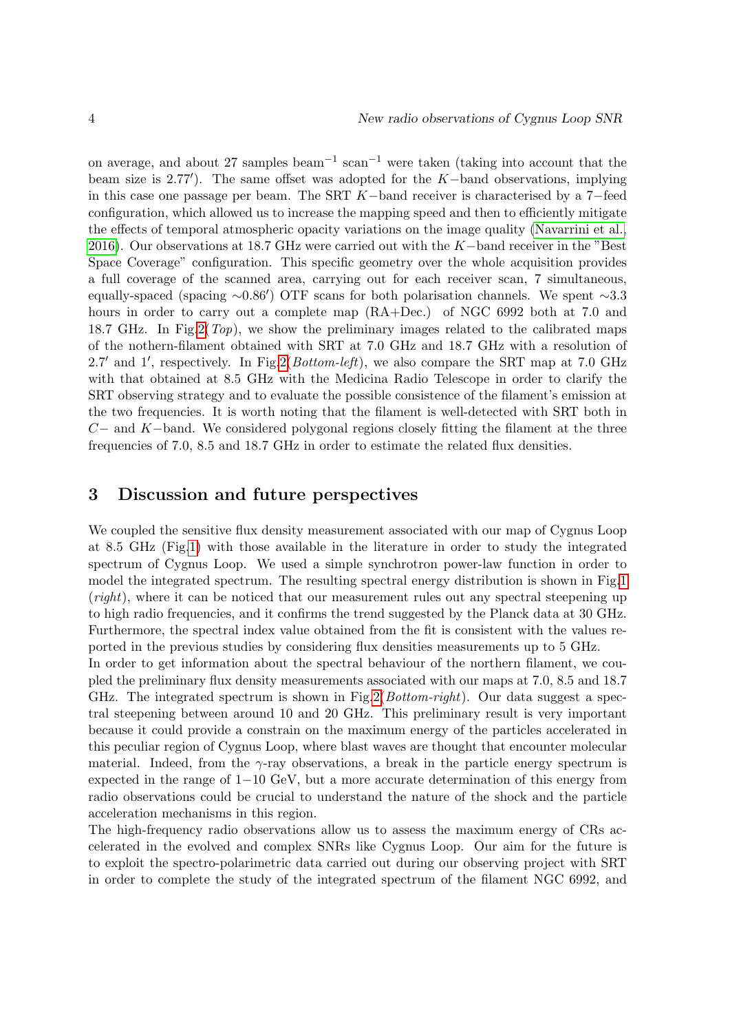on average, and about 27 samples beam$^{-1}$ scan$^{-1}$ were taken (taking into account that the beam size is $2.77'$). The same offset was adopted for the $K-$band observations, implying in this case one passage per beam. The SRT $K-$band receiver is characterised by a 7$-$feed configuration, which allowed us to increase the mapping speed and then to efficiently mitigate the effects of temporal atmospheric opacity variations on the image quality (Navarrini et al., 2016). Our observations at 18.7 GHz were carried out with the $K-$band receiver in the "Best Space Coverage" configuration. This specific geometry over the whole acquisition provides a full coverage of the scanned area, carrying out for each receiver scan, 7 simultaneous, equally-spaced (spacing $\sim 0.86'$) OTF scans for both polarisation channels. We spent $\sim$3.3 hours in order to carry out a complete map (RA+Dec.) of NGC 6992 both at 7.0 and 18.7 GHz. In Fig.2(*Top*), we show the preliminary images related to the calibrated maps of the nothern-filament obtained with SRT at 7.0 GHz and 18.7 GHz with a resolution of $2.7'$ and $1'$, respectively. In Fig.2(*Bottom-left*), we also compare the SRT map at 7.0 GHz with that obtained at 8.5 GHz with the Medicina Radio Telescope in order to clarify the SRT observing strategy and to evaluate the possible consistence of the filament's emission at the two frequencies. It is worth noting that the filament is well-detected with SRT both in $C-$ and $K-$band. We considered polygonal regions closely fitting the filament at the three frequencies of 7.0, 8.5 and 18.7 GHz in order to estimate the related flux densities.

## 3 Discussion and future perspectives

We coupled the sensitive flux density measurement associated with our map of Cygnus Loop at 8.5 GHz (Fig.1) with those available in the literature in order to study the integrated spectrum of Cygnus Loop. We used a simple synchrotron power-law function in order to model the integrated spectrum. The resulting spectral energy distribution is shown in Fig.1 (*right*), where it can be noticed that our measurement rules out any spectral steepening up to high radio frequencies, and it confirms the trend suggested by the Planck data at 30 GHz. Furthermore, the spectral index value obtained from the fit is consistent with the values reported in the previous studies by considering flux densities measurements up to 5 GHz.
In order to get information about the spectral behaviour of the northern filament, we coupled the preliminary flux density measurements associated with our maps at 7.0, 8.5 and 18.7 GHz. The integrated spectrum is shown in Fig.2(*Bottom-right*). Our data suggest a spectral steepening between around 10 and 20 GHz. This preliminary result is very important because it could provide a constrain on the maximum energy of the particles accelerated in this peculiar region of Cygnus Loop, where blast waves are thought that encounter molecular material. Indeed, from the $\gamma$-ray observations, a break in the particle energy spectrum is expected in the range of $1-10$ GeV, but a more accurate determination of this energy from radio observations could be crucial to understand the nature of the shock and the particle acceleration mechanisms in this region.
The high-frequency radio observations allow us to assess the maximum energy of CRs accelerated in the evolved and complex SNRs like Cygnus Loop. Our aim for the future is to exploit the spectro-polarimetric data carried out during our observing project with SRT in order to complete the study of the integrated spectrum of the filament NGC 6992, and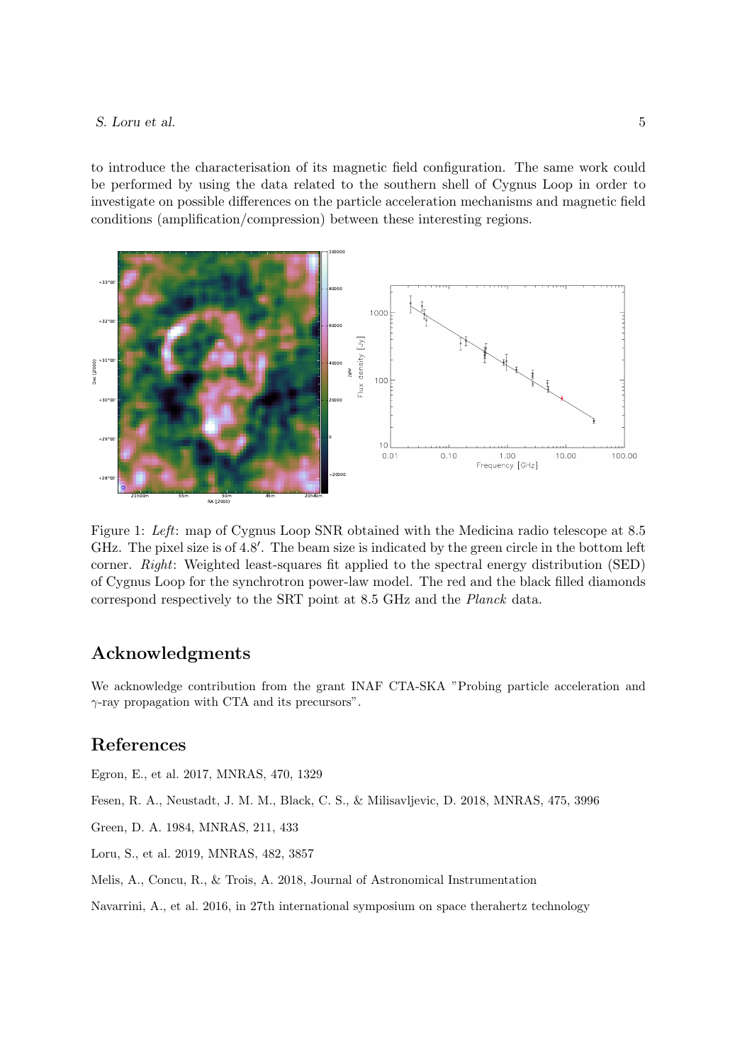to introduce the characterisation of its magnetic field configuration. The same work could be performed by using the data related to the southern shell of Cygnus Loop in order to investigate on possible differences on the particle acceleration mechanisms and magnetic field conditions (amplification/compression) between these interesting regions.

Figure 1: *Left*: map of Cygnus Loop SNR obtained with the Medicina radio telescope at 8.5 GHz. The pixel size is of $4.8'$. The beam size is indicated by the green circle in the bottom left corner. *Right*: Weighted least-squares fit applied to the spectral energy distribution (SED) of Cygnus Loop for the synchrotron power-law model. The red and the black filled diamonds correspond respectively to the SRT point at 8.5 GHz and the *Planck* data.

## Acknowledgments

We acknowledge contribution from the grant INAF CTA-SKA "Probing particle acceleration and $\gamma$-ray propagation with CTA and its precursors".

## References

Egron, E., et al. 2017, MNRAS, 470, 1329

Fesen, R. A., Neustadt, J. M. M., Black, C. S., & Milisavljevic, D. 2018, MNRAS, 475, 3996

Green, D. A. 1984, MNRAS, 211, 433

Loru, S., et al. 2019, MNRAS, 482, 3857

Melis, A., Concu, R., & Trois, A. 2018, Journal of Astronomical Instrumentation

Navarrini, A., et al. 2016, in 27th international symposium on space therahertz technology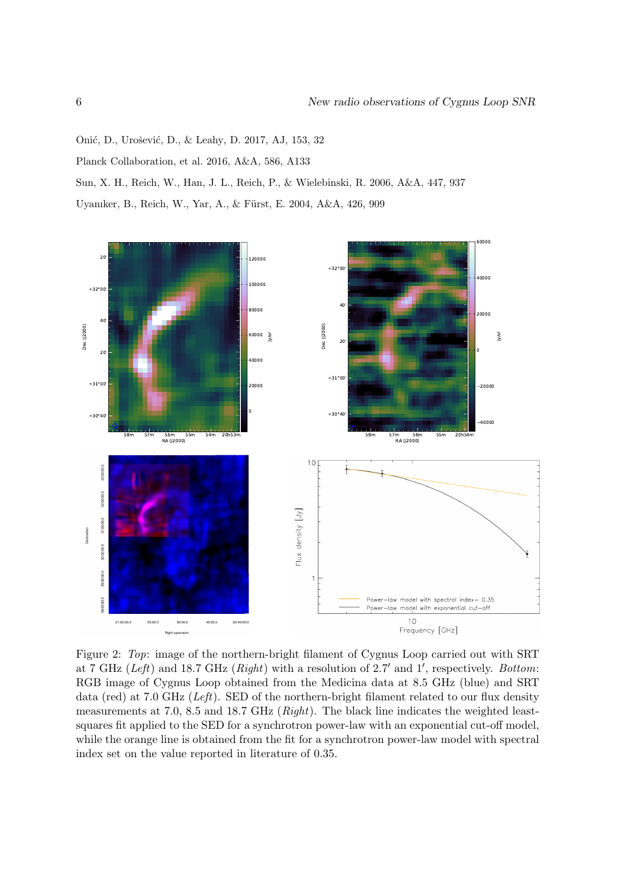Onić, D., Urošević, D., & Leahy, D. 2017, AJ, 153, 32

Planck Collaboration, et al. 2016, A&A, 586, A133

Sun, X. H., Reich, W., Han, J. L., Reich, P., & Wielebinski, R. 2006, A&A, 447, 937

Uyanıker, B., Reich, W., Yar, A., & Fürst, E. 2004, A&A, 426, 909

Figure 2: *Top*: image of the northern-bright filament of Cygnus Loop carried out with SRT at 7 GHz (*Left*) and 18.7 GHz (*Right*) with a resolution of 2.7′ and 1′, respectively. *Bottom*: RGB image of Cygnus Loop obtained from the Medicina data at 8.5 GHz (blue) and SRT data (red) at 7.0 GHz (*Left*). SED of the northern-bright filament related to our flux density measurements at 7.0, 8.5 and 18.7 GHz (*Right*). The black line indicates the weighted least-squares fit applied to the SED for a synchrotron power-law with an exponential cut-off model, while the orange line is obtained from the fit for a synchrotron power-law model with spectral index set on the value reported in literature of 0.35.